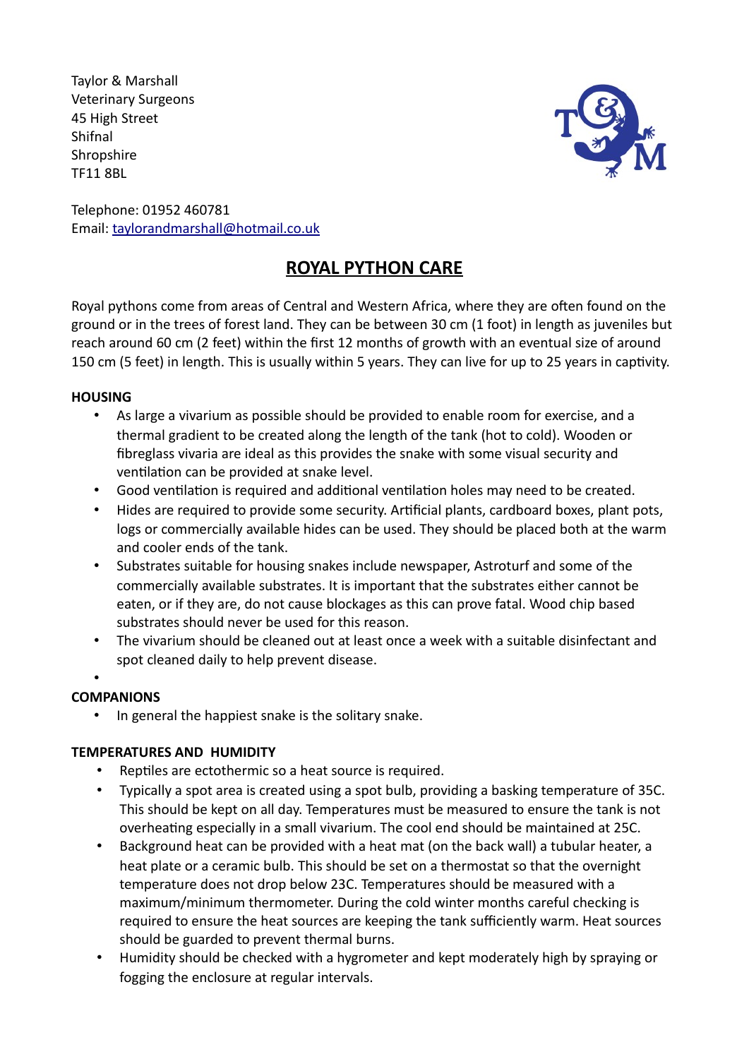Taylor & Marshall
Veterinary Surgeons
45 High Street
Shifnal
Shropshire
TF11 8BL

Telephone: 01952 460781
Email: taylorandmarshall@hotmail.co.uk

# ROYAL PYTHON CARE

Royal pythons come from areas of Central and Western Africa, where they are often found on the ground or in the trees of forest land. They can be between 30 cm (1 foot) in length as juveniles but reach around 60 cm (2 feet) within the first 12 months of growth with an eventual size of around 150 cm (5 feet) in length. This is usually within 5 years. They can live for up to 25 years in captivity.

**HOUSING**

- As large a vivarium as possible should be provided to enable room for exercise, and a thermal gradient to be created along the length of the tank (hot to cold). Wooden or fibreglass vivaria are ideal as this provides the snake with some visual security and ventilation can be provided at snake level.
- Good ventilation is required and additional ventilation holes may need to be created.
- Hides are required to provide some security. Artificial plants, cardboard boxes, plant pots, logs or commercially available hides can be used. They should be placed both at the warm and cooler ends of the tank.
- Substrates suitable for housing snakes include newspaper, Astroturf and some of the commercially available substrates. It is important that the substrates either cannot be eaten, or if they are, do not cause blockages as this can prove fatal. Wood chip based substrates should never be used for this reason.
- The vivarium should be cleaned out at least once a week with a suitable disinfectant and spot cleaned daily to help prevent disease.

**COMPANIONS**

- In general the happiest snake is the solitary snake.

**TEMPERATURES AND HUMIDITY**

- Reptiles are ectothermic so a heat source is required.
- Typically a spot area is created using a spot bulb, providing a basking temperature of 35C. This should be kept on all day. Temperatures must be measured to ensure the tank is not overheating especially in a small vivarium. The cool end should be maintained at 25C.
- Background heat can be provided with a heat mat (on the back wall) a tubular heater, a heat plate or a ceramic bulb. This should be set on a thermostat so that the overnight temperature does not drop below 23C. Temperatures should be measured with a maximum/minimum thermometer. During the cold winter months careful checking is required to ensure the heat sources are keeping the tank sufficiently warm. Heat sources should be guarded to prevent thermal burns.
- Humidity should be checked with a hygrometer and kept moderately high by spraying or fogging the enclosure at regular intervals.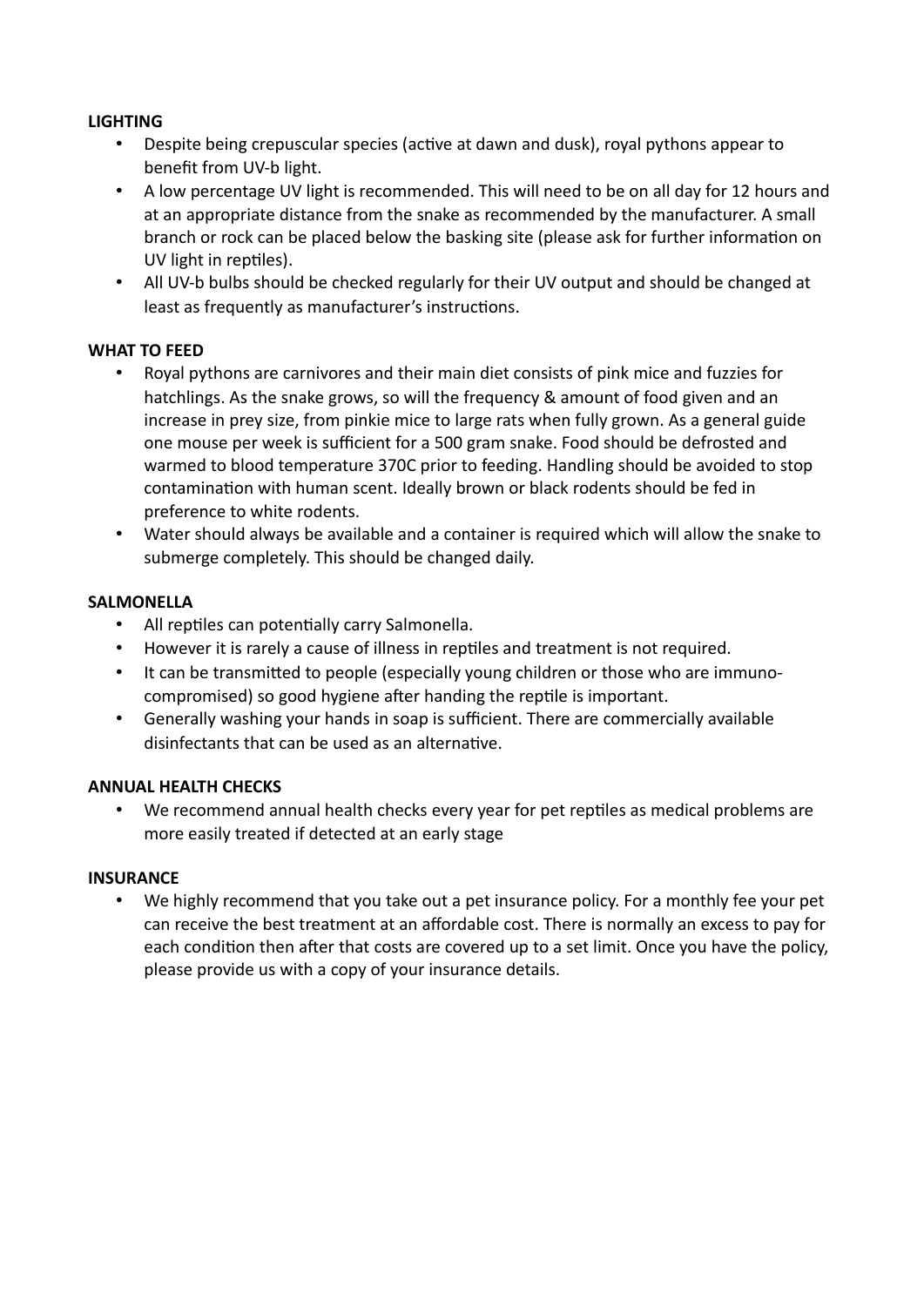**LIGHTING**

- Despite being crepuscular species (active at dawn and dusk), royal pythons appear to benefit from UV-b light.
- A low percentage UV light is recommended. This will need to be on all day for 12 hours and at an appropriate distance from the snake as recommended by the manufacturer. A small branch or rock can be placed below the basking site (please ask for further information on UV light in reptiles).
- All UV-b bulbs should be checked regularly for their UV output and should be changed at least as frequently as manufacturer's instructions.

**WHAT TO FEED**

- Royal pythons are carnivores and their main diet consists of pink mice and fuzzies for hatchlings. As the snake grows, so will the frequency & amount of food given and an increase in prey size, from pinkie mice to large rats when fully grown. As a general guide one mouse per week is sufficient for a 500 gram snake. Food should be defrosted and warmed to blood temperature 370C prior to feeding. Handling should be avoided to stop contamination with human scent. Ideally brown or black rodents should be fed in preference to white rodents.
- Water should always be available and a container is required which will allow the snake to submerge completely. This should be changed daily.

**SALMONELLA**

- All reptiles can potentially carry Salmonella.
- However it is rarely a cause of illness in reptiles and treatment is not required.
- It can be transmitted to people (especially young children or those who are immuno-compromised) so good hygiene after handing the reptile is important.
- Generally washing your hands in soap is sufficient. There are commercially available disinfectants that can be used as an alternative.

**ANNUAL HEALTH CHECKS**

- We recommend annual health checks every year for pet reptiles as medical problems are more easily treated if detected at an early stage

**INSURANCE**

- We highly recommend that you take out a pet insurance policy. For a monthly fee your pet can receive the best treatment at an affordable cost. There is normally an excess to pay for each condition then after that costs are covered up to a set limit. Once you have the policy, please provide us with a copy of your insurance details.